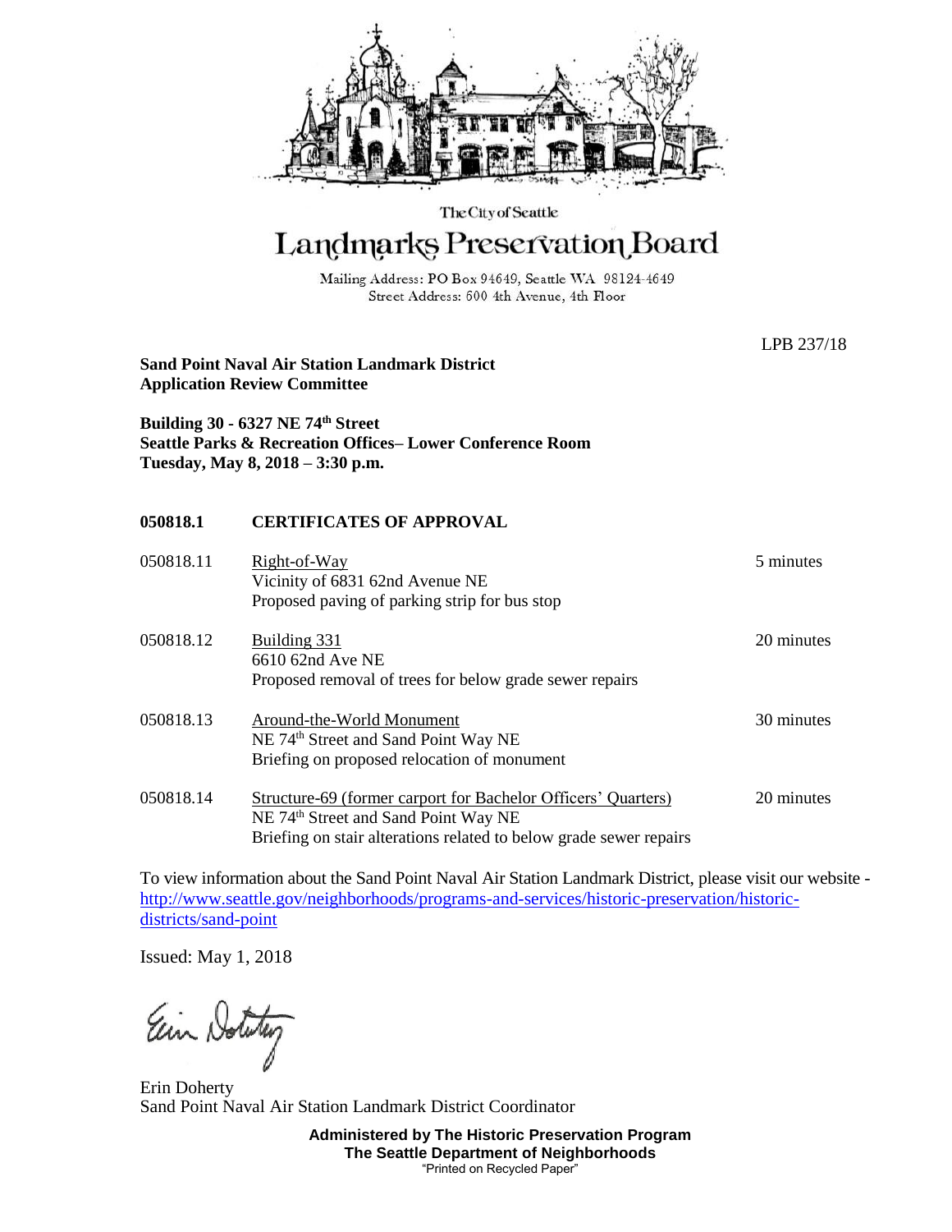The City of Seattle

# Landmarks Preservation Board

Mailing Address: PO Box 94649, Seattle WA 98124-4649
Street Address: 600 4th Avenue, 4th Floor

LPB 237/18

**Sand Point Naval Air Station Landmark District**
**Application Review Committee**

**Building 30 - 6327 NE 74th Street**
**Seattle Parks & Recreation Offices– Lower Conference Room**
**Tuesday, May 8, 2018 – 3:30 p.m.**

**050818.1 CERTIFICATES OF APPROVAL**

| | | |
|---|---|---|
| 050818.11 | Right-of-Way<br>Vicinity of 6831 62nd Avenue NE<br>Proposed paving of parking strip for bus stop | 5 minutes |
| 050818.12 | Building 331<br>6610 62nd Ave NE<br>Proposed removal of trees for below grade sewer repairs | 20 minutes |
| 050818.13 | Around-the-World Monument<br>NE 74th Street and Sand Point Way NE<br>Briefing on proposed relocation of monument | 30 minutes |
| 050818.14 | Structure-69 (former carport for Bachelor Officers' Quarters)<br>NE 74th Street and Sand Point Way NE<br>Briefing on stair alterations related to below grade sewer repairs | 20 minutes |

To view information about the Sand Point Naval Air Station Landmark District, please visit our website - http://www.seattle.gov/neighborhoods/programs-and-services/historic-preservation/historic-districts/sand-point

Issued: May 1, 2018

Erin Doherty
Sand Point Naval Air Station Landmark District Coordinator

**Administered by The Historic Preservation Program**
**The Seattle Department of Neighborhoods**
"Printed on Recycled Paper"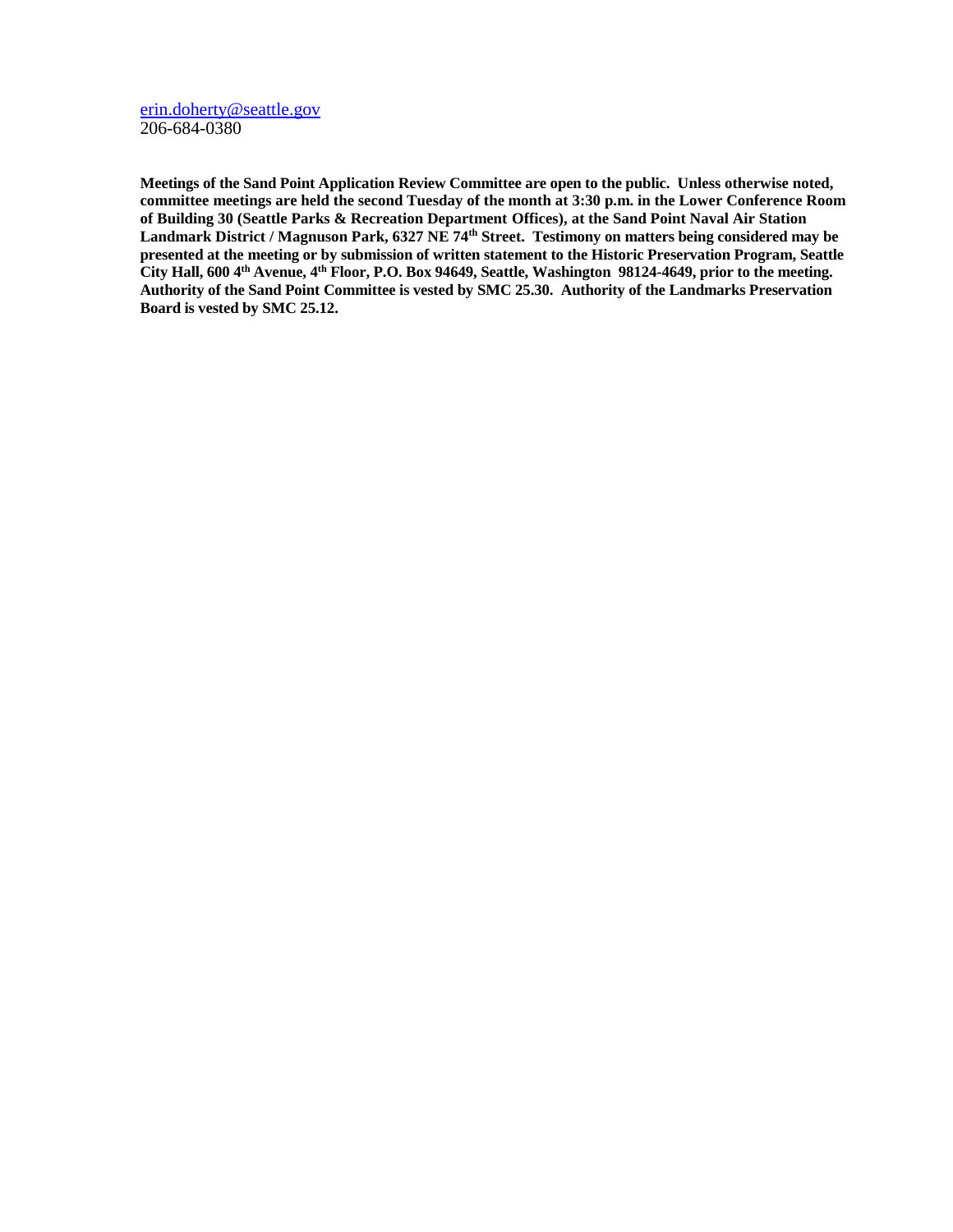erin.doherty@seattle.gov
206-684-0380

**Meetings of the Sand Point Application Review Committee are open to the public. Unless otherwise noted, committee meetings are held the second Tuesday of the month at 3:30 p.m. in the Lower Conference Room of Building 30 (Seattle Parks & Recreation Department Offices), at the Sand Point Naval Air Station Landmark District / Magnuson Park, 6327 NE 74th Street. Testimony on matters being considered may be presented at the meeting or by submission of written statement to the Historic Preservation Program, Seattle City Hall, 600 4th Avenue, 4th Floor, P.O. Box 94649, Seattle, Washington 98124-4649, prior to the meeting. Authority of the Sand Point Committee is vested by SMC 25.30. Authority of the Landmarks Preservation Board is vested by SMC 25.12.**